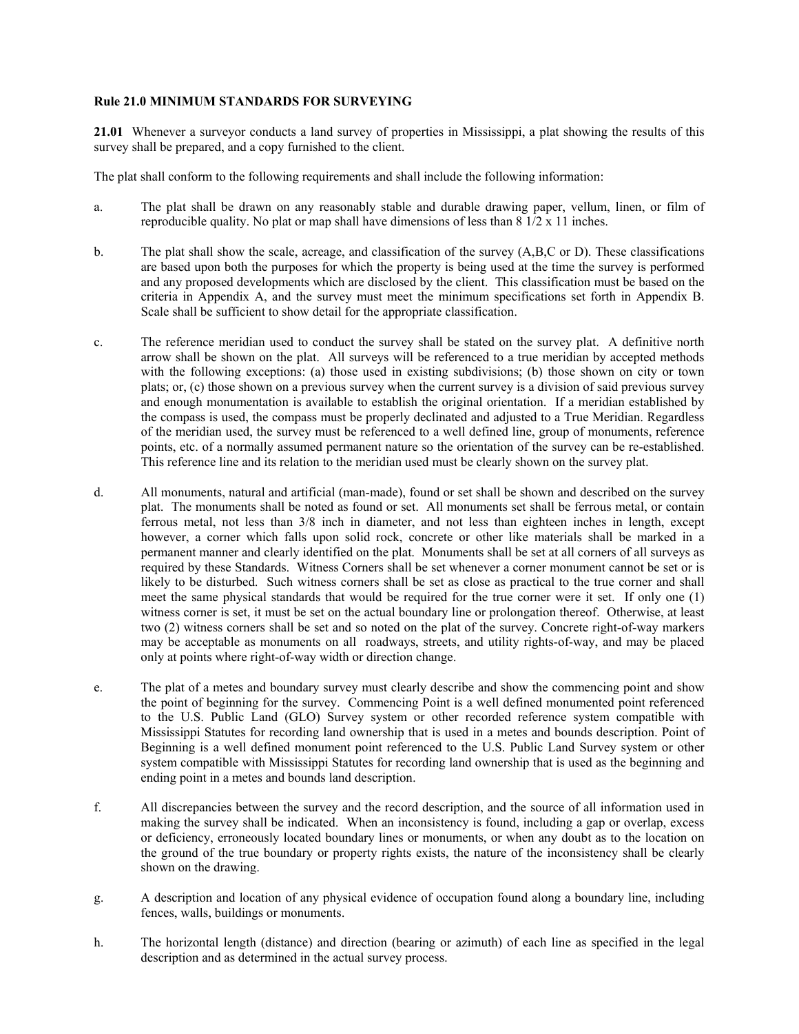**Rule 21.0 MINIMUM STANDARDS FOR SURVEYING**

**21.01** Whenever a surveyor conducts a land survey of properties in Mississippi, a plat showing the results of this survey shall be prepared, and a copy furnished to the client.

The plat shall conform to the following requirements and shall include the following information:

a. The plat shall be drawn on any reasonably stable and durable drawing paper, vellum, linen, or film of reproducible quality. No plat or map shall have dimensions of less than 8 1/2 x 11 inches.

b. The plat shall show the scale, acreage, and classification of the survey (A,B,C or D). These classifications are based upon both the purposes for which the property is being used at the time the survey is performed and any proposed developments which are disclosed by the client. This classification must be based on the criteria in Appendix A, and the survey must meet the minimum specifications set forth in Appendix B. Scale shall be sufficient to show detail for the appropriate classification.

c. The reference meridian used to conduct the survey shall be stated on the survey plat. A definitive north arrow shall be shown on the plat. All surveys will be referenced to a true meridian by accepted methods with the following exceptions: (a) those used in existing subdivisions; (b) those shown on city or town plats; or, (c) those shown on a previous survey when the current survey is a division of said previous survey and enough monumentation is available to establish the original orientation. If a meridian established by the compass is used, the compass must be properly declinated and adjusted to a True Meridian. Regardless of the meridian used, the survey must be referenced to a well defined line, group of monuments, reference points, etc. of a normally assumed permanent nature so the orientation of the survey can be re-established. This reference line and its relation to the meridian used must be clearly shown on the survey plat.

d. All monuments, natural and artificial (man-made), found or set shall be shown and described on the survey plat. The monuments shall be noted as found or set. All monuments set shall be ferrous metal, or contain ferrous metal, not less than 3/8 inch in diameter, and not less than eighteen inches in length, except however, a corner which falls upon solid rock, concrete or other like materials shall be marked in a permanent manner and clearly identified on the plat. Monuments shall be set at all corners of all surveys as required by these Standards. Witness Corners shall be set whenever a corner monument cannot be set or is likely to be disturbed. Such witness corners shall be set as close as practical to the true corner and shall meet the same physical standards that would be required for the true corner were it set. If only one (1) witness corner is set, it must be set on the actual boundary line or prolongation thereof. Otherwise, at least two (2) witness corners shall be set and so noted on the plat of the survey. Concrete right-of-way markers may be acceptable as monuments on all roadways, streets, and utility rights-of-way, and may be placed only at points where right-of-way width or direction change.

e. The plat of a metes and boundary survey must clearly describe and show the commencing point and show the point of beginning for the survey. Commencing Point is a well defined monumented point referenced to the U.S. Public Land (GLO) Survey system or other recorded reference system compatible with Mississippi Statutes for recording land ownership that is used in a metes and bounds description. Point of Beginning is a well defined monument point referenced to the U.S. Public Land Survey system or other system compatible with Mississippi Statutes for recording land ownership that is used as the beginning and ending point in a metes and bounds land description.

f. All discrepancies between the survey and the record description, and the source of all information used in making the survey shall be indicated. When an inconsistency is found, including a gap or overlap, excess or deficiency, erroneously located boundary lines or monuments, or when any doubt as to the location on the ground of the true boundary or property rights exists, the nature of the inconsistency shall be clearly shown on the drawing.

g. A description and location of any physical evidence of occupation found along a boundary line, including fences, walls, buildings or monuments.

h. The horizontal length (distance) and direction (bearing or azimuth) of each line as specified in the legal description and as determined in the actual survey process.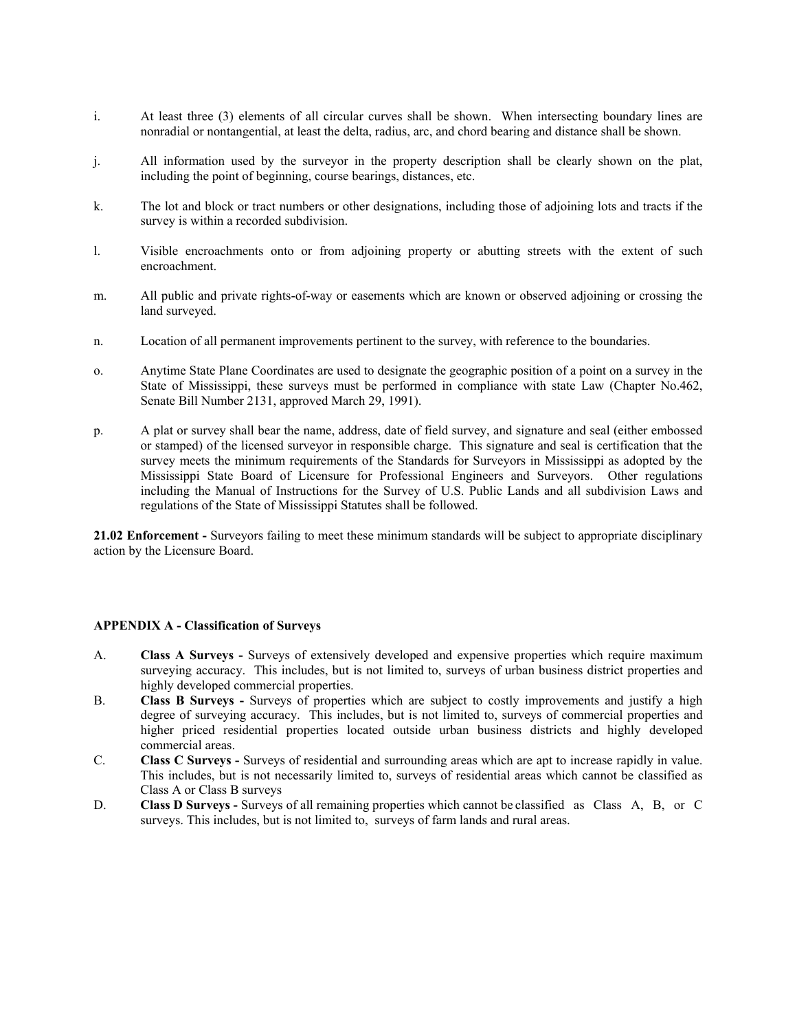i. At least three (3) elements of all circular curves shall be shown. When intersecting boundary lines are nonradial or nontangential, at least the delta, radius, arc, and chord bearing and distance shall be shown.

j. All information used by the surveyor in the property description shall be clearly shown on the plat, including the point of beginning, course bearings, distances, etc.

k. The lot and block or tract numbers or other designations, including those of adjoining lots and tracts if the survey is within a recorded subdivision.

l. Visible encroachments onto or from adjoining property or abutting streets with the extent of such encroachment.

m. All public and private rights-of-way or easements which are known or observed adjoining or crossing the land surveyed.

n. Location of all permanent improvements pertinent to the survey, with reference to the boundaries.

o. Anytime State Plane Coordinates are used to designate the geographic position of a point on a survey in the State of Mississippi, these surveys must be performed in compliance with state Law (Chapter No.462, Senate Bill Number 2131, approved March 29, 1991).

p. A plat or survey shall bear the name, address, date of field survey, and signature and seal (either embossed or stamped) of the licensed surveyor in responsible charge. This signature and seal is certification that the survey meets the minimum requirements of the Standards for Surveyors in Mississippi as adopted by the Mississippi State Board of Licensure for Professional Engineers and Surveyors. Other regulations including the Manual of Instructions for the Survey of U.S. Public Lands and all subdivision Laws and regulations of the State of Mississippi Statutes shall be followed.

**21.02 Enforcement -** Surveyors failing to meet these minimum standards will be subject to appropriate disciplinary action by the Licensure Board.

**APPENDIX A - Classification of Surveys**

A. **Class A Surveys -** Surveys of extensively developed and expensive properties which require maximum surveying accuracy. This includes, but is not limited to, surveys of urban business district properties and highly developed commercial properties.

B. **Class B Surveys -** Surveys of properties which are subject to costly improvements and justify a high degree of surveying accuracy. This includes, but is not limited to, surveys of commercial properties and higher priced residential properties located outside urban business districts and highly developed commercial areas.

C. **Class C Surveys -** Surveys of residential and surrounding areas which are apt to increase rapidly in value. This includes, but is not necessarily limited to, surveys of residential areas which cannot be classified as Class A or Class B surveys

D. **Class D Surveys -** Surveys of all remaining properties which cannot be classified as Class A, B, or C surveys. This includes, but is not limited to, surveys of farm lands and rural areas.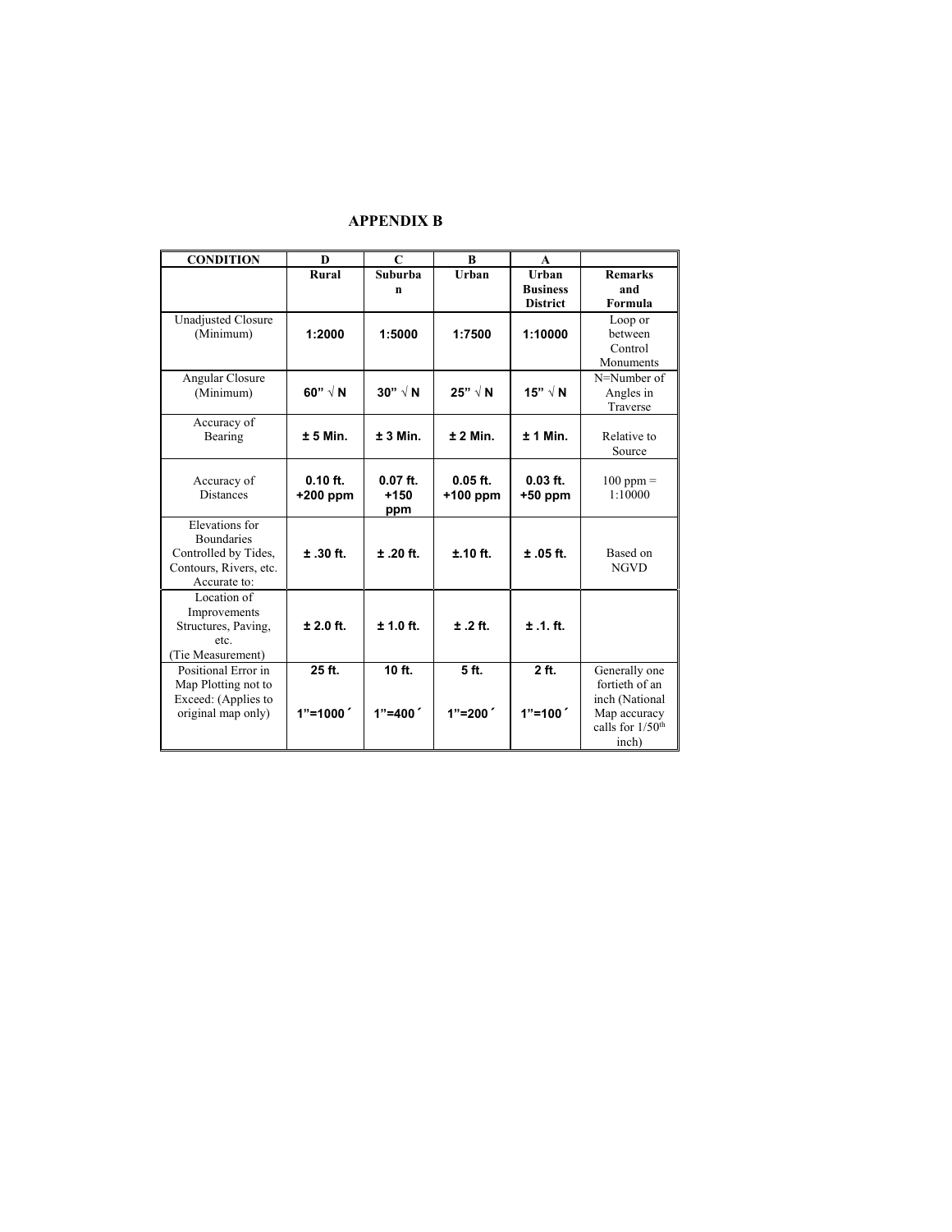## APPENDIX B

| CONDITION | D | C | B | A | |
|---|---|---|---|---|---|
| | **Rural** | **Suburban** | **Urban** | **Urban Business District** | **Remarks and Formula** |
| Unadjusted Closure (Minimum) | **1:2000** | **1:5000** | **1:7500** | **1:10000** | Loop or between Control Monuments |
| Angular Closure (Minimum) | **60" √ N** | **30" √ N** | **25" √ N** | **15" √ N** | N=Number of Angles in Traverse |
| Accuracy of Bearing | **± 5 Min.** | **± 3 Min.** | **± 2 Min.** | **± 1 Min.** | Relative to Source |
| Accuracy of Distances | **0.10 ft. +200 ppm** | **0.07 ft. +150 ppm** | **0.05 ft. +100 ppm** | **0.03 ft. +50 ppm** | 100 ppm = 1:10000 |
| Elevations for Boundaries Controlled by Tides, Contours, Rivers, etc. Accurate to: | **± .30 ft.** | **± .20 ft.** | **±.10 ft.** | **± .05 ft.** | Based on NGVD |
| Location of Improvements Structures, Paving, etc. (Tie Measurement) | **± 2.0 ft.** | **± 1.0 ft.** | **± .2 ft.** | **± .1. ft.** | |
| Positional Error in Map Plotting not to Exceed: (Applies to original map only) | **25 ft.** **1"=1000´** | **10 ft.** **1"=400´** | **5 ft.** **1"=200´** | **2 ft.** **1"=100´** | Generally one fortieth of an inch (National Map accuracy calls for 1/50th inch) |